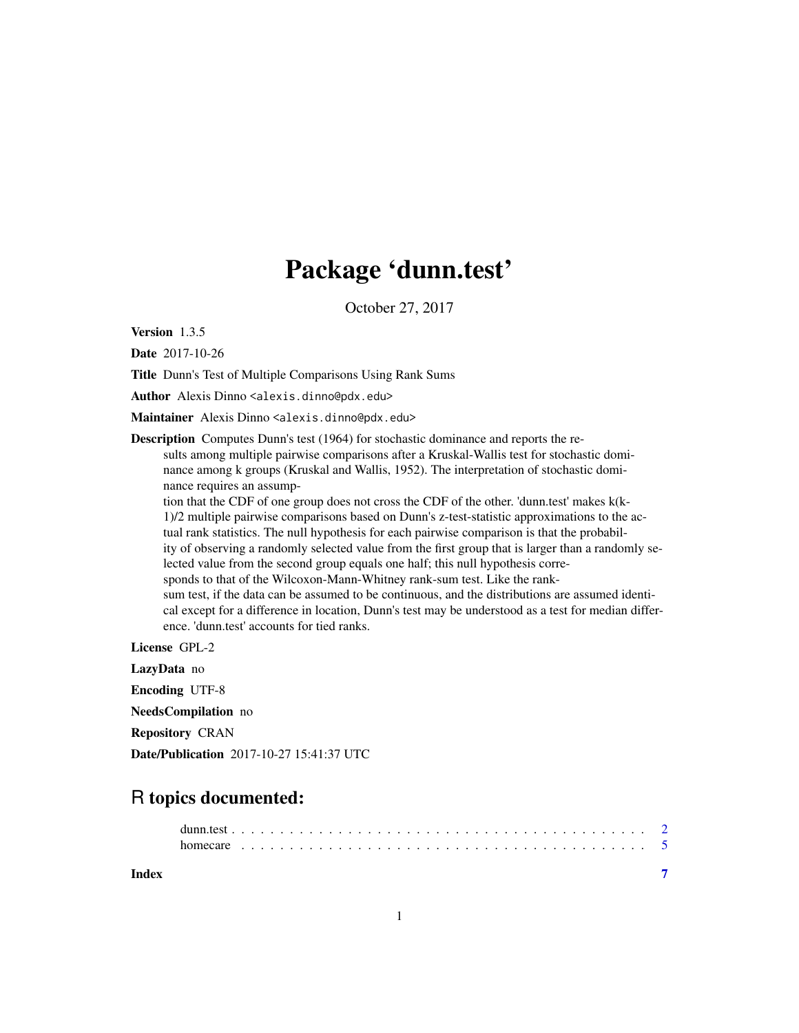# Package 'dunn.test'

October 27, 2017

**Version** 1.3.5

**Date** 2017-10-26

**Title** Dunn's Test of Multiple Comparisons Using Rank Sums

**Author** Alexis Dinno <alexis.dinno@pdx.edu>

**Maintainer** Alexis Dinno <alexis.dinno@pdx.edu>

**Description** Computes Dunn's test (1964) for stochastic dominance and reports the results among multiple pairwise comparisons after a Kruskal-Wallis test for stochastic dominance among k groups (Kruskal and Wallis, 1952). The interpretation of stochastic dominance requires an assumption that the CDF of one group does not cross the CDF of the other. 'dunn.test' makes k(k-1)/2 multiple pairwise comparisons based on Dunn's z-test-statistic approximations to the actual rank statistics. The null hypothesis for each pairwise comparison is that the probability of observing a randomly selected value from the first group that is larger than a randomly selected value from the second group equals one half; this null hypothesis corresponds to that of the Wilcoxon-Mann-Whitney rank-sum test. Like the rank-sum test, if the data can be assumed to be continuous, and the distributions are assumed identical except for a difference in location, Dunn's test may be understood as a test for median difference. 'dunn.test' accounts for tied ranks.

**License** GPL-2

**LazyData** no

**Encoding** UTF-8

**NeedsCompilation** no

**Repository** CRAN

**Date/Publication** 2017-10-27 15:41:37 UTC

## R topics documented:

dunn.test . . . . . . . . . . . . . . . . . . . . . . . . . . . . . . . . . . . . . . . . . . 2
homecare . . . . . . . . . . . . . . . . . . . . . . . . . . . . . . . . . . . . . . . . . . 5

**Index** **7**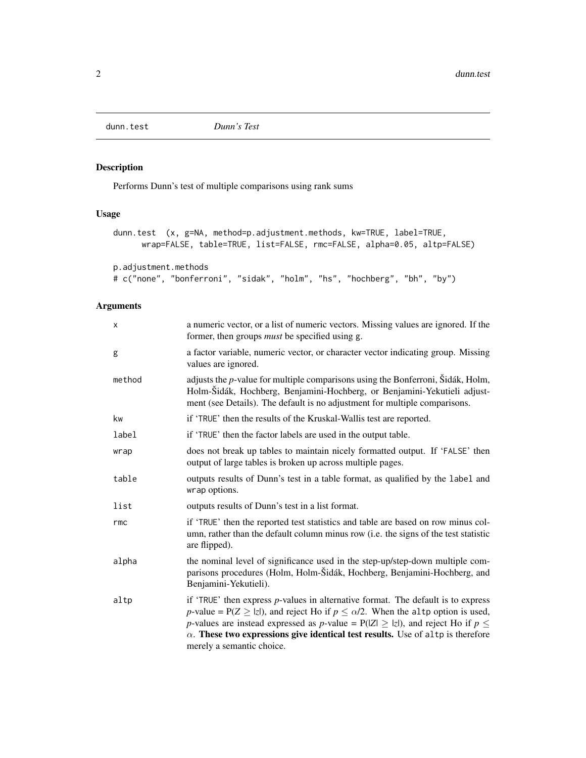dunn.test *Dunn's Test*

## Description

Performs Dunn's test of multiple comparisons using rank sums

## Usage

```
dunn.test  (x, g=NA, method=p.adjustment.methods, kw=TRUE, label=TRUE,
      wrap=FALSE, table=TRUE, list=FALSE, rmc=FALSE, alpha=0.05, altp=FALSE)

p.adjustment.methods
# c("none", "bonferroni", "sidak", "holm", "hs", "hochberg", "bh", "by")
```

## Arguments

| | |
|---|---|
| x | a numeric vector, or a list of numeric vectors. Missing values are ignored. If the former, then groups *must* be specified using g. |
| g | a factor variable, numeric vector, or character vector indicating group. Missing values are ignored. |
| method | adjusts the *p*-value for multiple comparisons using the Bonferroni, Šidák, Holm, Holm-Šidák, Hochberg, Benjamini-Hochberg, or Benjamini-Yekutieli adjustment (see Details). The default is no adjustment for multiple comparisons. |
| kw | if 'TRUE' then the results of the Kruskal-Wallis test are reported. |
| label | if 'TRUE' then the factor labels are used in the output table. |
| wrap | does not break up tables to maintain nicely formatted output. If 'FALSE' then output of large tables is broken up across multiple pages. |
| table | outputs results of Dunn's test in a table format, as qualified by the label and wrap options. |
| list | outputs results of Dunn's test in a list format. |
| rmc | if 'TRUE' then the reported test statistics and table are based on row minus column, rather than the default column minus row (i.e. the signs of the test statistic are flipped). |
| alpha | the nominal level of significance used in the step-up/step-down multiple comparisons procedures (Holm, Holm-Šidák, Hochberg, Benjamini-Hochberg, and Benjamini-Yekutieli). |
| altp | if 'TRUE' then express *p*-values in alternative format. The default is to express *p*-value = $P(Z \geq \lvert z \rvert)$, and reject Ho if $p \leq \alpha/2$. When the altp option is used, *p*-values are instead expressed as *p*-value = $P(\lvert Z \rvert \geq \lvert z \rvert)$, and reject Ho if $p \leq \alpha$. **These two expressions give identical test results.** Use of altp is therefore merely a semantic choice. |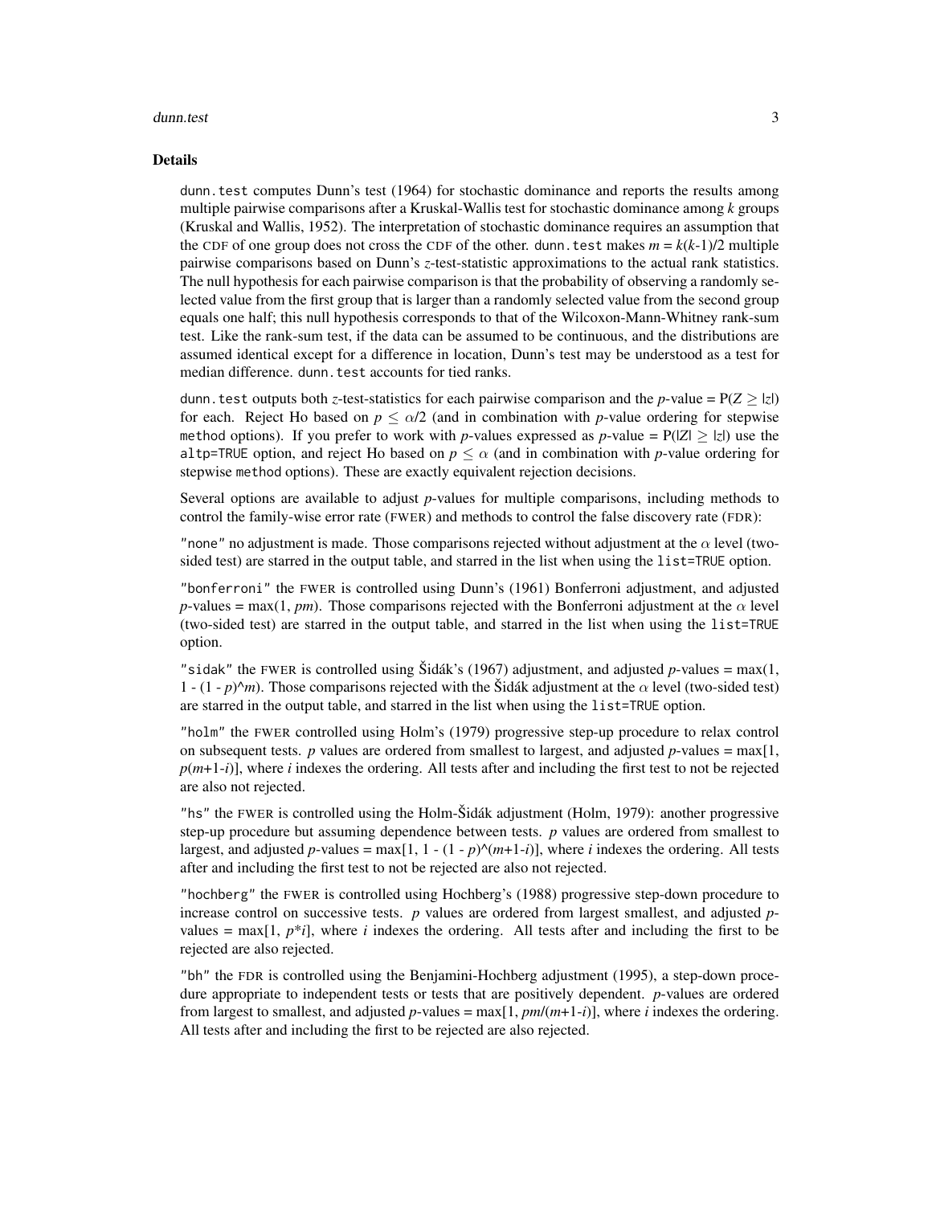## Details

`dunn.test` computes Dunn's test (1964) for stochastic dominance and reports the results among multiple pairwise comparisons after a Kruskal-Wallis test for stochastic dominance among $k$ groups (Kruskal and Wallis, 1952). The interpretation of stochastic dominance requires an assumption that the CDF of one group does not cross the CDF of the other. `dunn.test` makes $m = k(k\text{-}1)/2$ multiple pairwise comparisons based on Dunn's $z$-test-statistic approximations to the actual rank statistics. The null hypothesis for each pairwise comparison is that the probability of observing a randomly selected value from the first group that is larger than a randomly selected value from the second group equals one half; this null hypothesis corresponds to that of the Wilcoxon-Mann-Whitney rank-sum test. Like the rank-sum test, if the data can be assumed to be continuous, and the distributions are assumed identical except for a difference in location, Dunn's test may be understood as a test for median difference. `dunn.test` accounts for tied ranks.

`dunn.test` outputs both $z$-test-statistics for each pairwise comparison and the $p$-value = $P(Z \geq |z|)$ for each. Reject Ho based on $p \leq \alpha/2$ (and in combination with $p$-value ordering for stepwise `method` options). If you prefer to work with $p$-values expressed as $p$-value = $P(|Z| \geq |z|)$ use the `altp=TRUE` option, and reject Ho based on $p \leq \alpha$ (and in combination with $p$-value ordering for stepwise `method` options). These are exactly equivalent rejection decisions.

Several options are available to adjust $p$-values for multiple comparisons, including methods to control the family-wise error rate (FWER) and methods to control the false discovery rate (FDR):

`"none"` no adjustment is made. Those comparisons rejected without adjustment at the $\alpha$ level (two-sided test) are starred in the output table, and starred in the list when using the `list=TRUE` option.

`"bonferroni"` the FWER is controlled using Dunn's (1961) Bonferroni adjustment, and adjusted $p$-values = $\max(1, pm)$. Those comparisons rejected with the Bonferroni adjustment at the $\alpha$ level (two-sided test) are starred in the output table, and starred in the list when using the `list=TRUE` option.

`"sidak"` the FWER is controlled using Šidák's (1967) adjustment, and adjusted $p$-values = $\max(1, 1 - (1 - p)^m)$. Those comparisons rejected with the Šidák adjustment at the $\alpha$ level (two-sided test) are starred in the output table, and starred in the list when using the `list=TRUE` option.

`"holm"` the FWER controlled using Holm's (1979) progressive step-up procedure to relax control on subsequent tests. $p$ values are ordered from smallest to largest, and adjusted $p$-values = $\max[1, p(m+1-i)]$, where $i$ indexes the ordering. All tests after and including the first test to not be rejected are also not rejected.

`"hs"` the FWER is controlled using the Holm-Šidák adjustment (Holm, 1979): another progressive step-up procedure but assuming dependence between tests. $p$ values are ordered from smallest to largest, and adjusted $p$-values = $\max[1, 1 - (1 - p)^{(m+1-i)}]$, where $i$ indexes the ordering. All tests after and including the first test to not be rejected are also not rejected.

`"hochberg"` the FWER is controlled using Hochberg's (1988) progressive step-down procedure to increase control on successive tests. $p$ values are ordered from largest smallest, and adjusted $p$-values = $\max[1, p*i]$, where $i$ indexes the ordering. All tests after and including the first to be rejected are also rejected.

`"bh"` the FDR is controlled using the Benjamini-Hochberg adjustment (1995), a step-down procedure appropriate to independent tests or tests that are positively dependent. $p$-values are ordered from largest to smallest, and adjusted $p$-values = $\max[1, pm/(m+1-i)]$, where $i$ indexes the ordering. All tests after and including the first to be rejected are also rejected.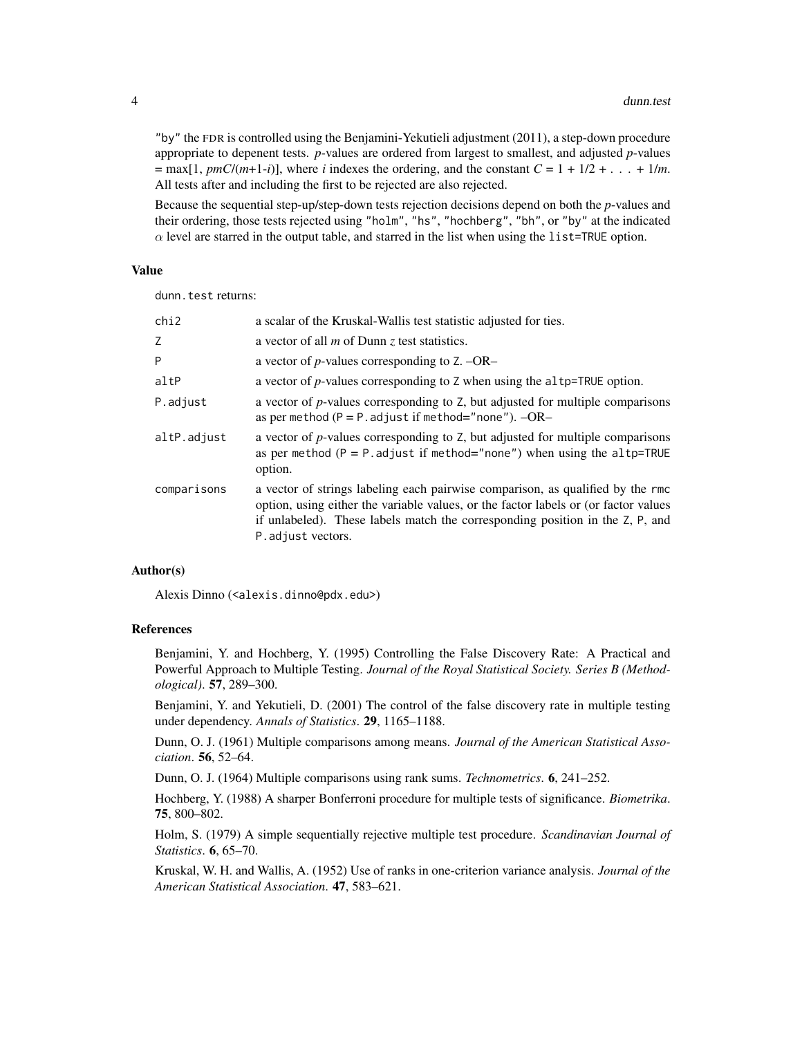"by" the FDR is controlled using the Benjamini-Yekutieli adjustment (2011), a step-down procedure appropriate to depenent tests. *p*-values are ordered from largest to smallest, and adjusted *p*-values = max[1, $pmC/(m+1-i)$], where $i$ indexes the ordering, and the constant $C = 1 + 1/2 + \ldots + 1/m$. All tests after and including the first to be rejected are also rejected.

Because the sequential step-up/step-down tests rejection decisions depend on both the *p*-values and their ordering, those tests rejected using "holm", "hs", "hochberg", "bh", or "by" at the indicated $\alpha$ level are starred in the output table, and starred in the list when using the `list=TRUE` option.

### Value

`dunn.test` returns:

| | |
|---|---|
| `chi2` | a scalar of the Kruskal-Wallis test statistic adjusted for ties. |
| `Z` | a vector of all $m$ of Dunn $z$ test statistics. |
| `P` | a vector of *p*-values corresponding to `Z`. –OR– |
| `altP` | a vector of *p*-values corresponding to `Z` when using the `altp=TRUE` option. |
| `P.adjust` | a vector of *p*-values corresponding to `Z`, but adjusted for multiple comparisons as per `method` (`P = P.adjust` if `method="none"`). –OR– |
| `altP.adjust` | a vector of *p*-values corresponding to `Z`, but adjusted for multiple comparisons as per `method` (`P = P.adjust` if `method="none"`) when using the `altp=TRUE` option. |
| `comparisons` | a vector of strings labeling each pairwise comparison, as qualified by the `rmc` option, using either the variable values, or the factor labels or (or factor values if unlabeled). These labels match the corresponding position in the `Z`, `P`, and `P.adjust` vectors. |

### Author(s)

Alexis Dinno (<alexis.dinno@pdx.edu>)

### References

Benjamini, Y. and Hochberg, Y. (1995) Controlling the False Discovery Rate: A Practical and Powerful Approach to Multiple Testing. *Journal of the Royal Statistical Society. Series B (Methodological)*. **57**, 289–300.

Benjamini, Y. and Yekutieli, D. (2001) The control of the false discovery rate in multiple testing under dependency. *Annals of Statistics*. **29**, 1165–1188.

Dunn, O. J. (1961) Multiple comparisons among means. *Journal of the American Statistical Association*. **56**, 52–64.

Dunn, O. J. (1964) Multiple comparisons using rank sums. *Technometrics*. **6**, 241–252.

Hochberg, Y. (1988) A sharper Bonferroni procedure for multiple tests of significance. *Biometrika*. **75**, 800–802.

Holm, S. (1979) A simple sequentially rejective multiple test procedure. *Scandinavian Journal of Statistics*. **6**, 65–70.

Kruskal, W. H. and Wallis, A. (1952) Use of ranks in one-criterion variance analysis. *Journal of the American Statistical Association*. **47**, 583–621.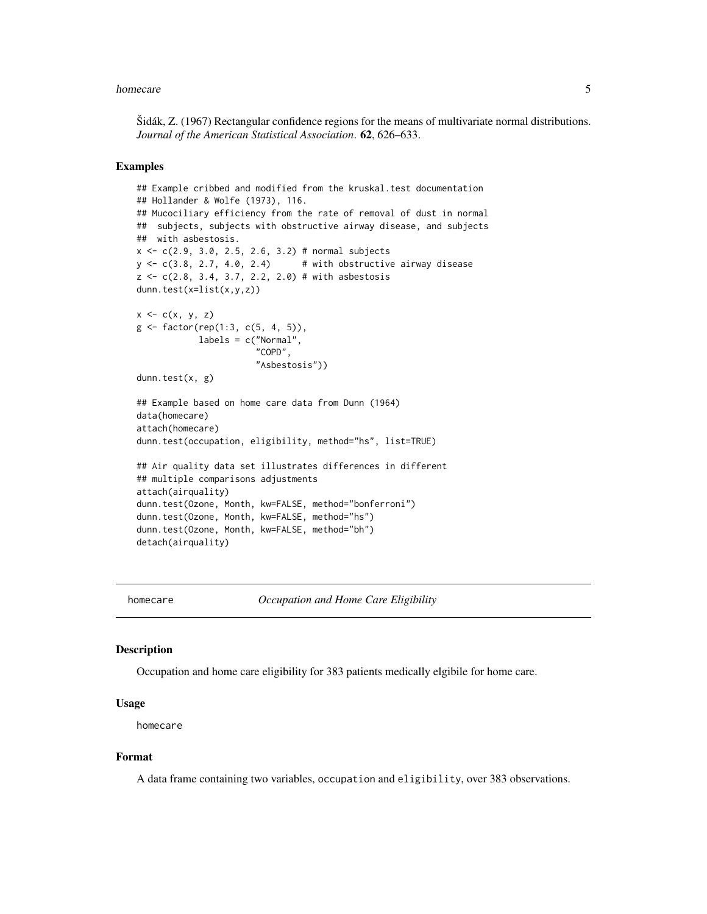Šidák, Z. (1967) Rectangular confidence regions for the means of multivariate normal distributions. *Journal of the American Statistical Association*. **62**, 626–633.

### Examples

```
## Example cribbed and modified from the kruskal.test documentation
## Hollander & Wolfe (1973), 116.
## Mucociliary efficiency from the rate of removal of dust in normal
##  subjects, subjects with obstructive airway disease, and subjects
##  with asbestosis.
x <- c(2.9, 3.0, 2.5, 2.6, 3.2) # normal subjects
y <- c(3.8, 2.7, 4.0, 2.4)      # with obstructive airway disease
z <- c(2.8, 3.4, 3.7, 2.2, 2.0) # with asbestosis
dunn.test(x=list(x,y,z))

x <- c(x, y, z)
g <- factor(rep(1:3, c(5, 4, 5)),
            labels = c("Normal",
                       "COPD",
                       "Asbestosis"))
dunn.test(x, g)

## Example based on home care data from Dunn (1964)
data(homecare)
attach(homecare)
dunn.test(occupation, eligibility, method="hs", list=TRUE)

## Air quality data set illustrates differences in different
## multiple comparisons adjustments
attach(airquality)
dunn.test(Ozone, Month, kw=FALSE, method="bonferroni")
dunn.test(Ozone, Month, kw=FALSE, method="hs")
dunn.test(Ozone, Month, kw=FALSE, method="bh")
detach(airquality)
```

---

## homecare — *Occupation and Home Care Eligibility*

---

### Description

Occupation and home care eligibility for 383 patients medically elgibile for home care.

### Usage

```
homecare
```

### Format

A data frame containing two variables, `occupation` and `eligibility`, over 383 observations.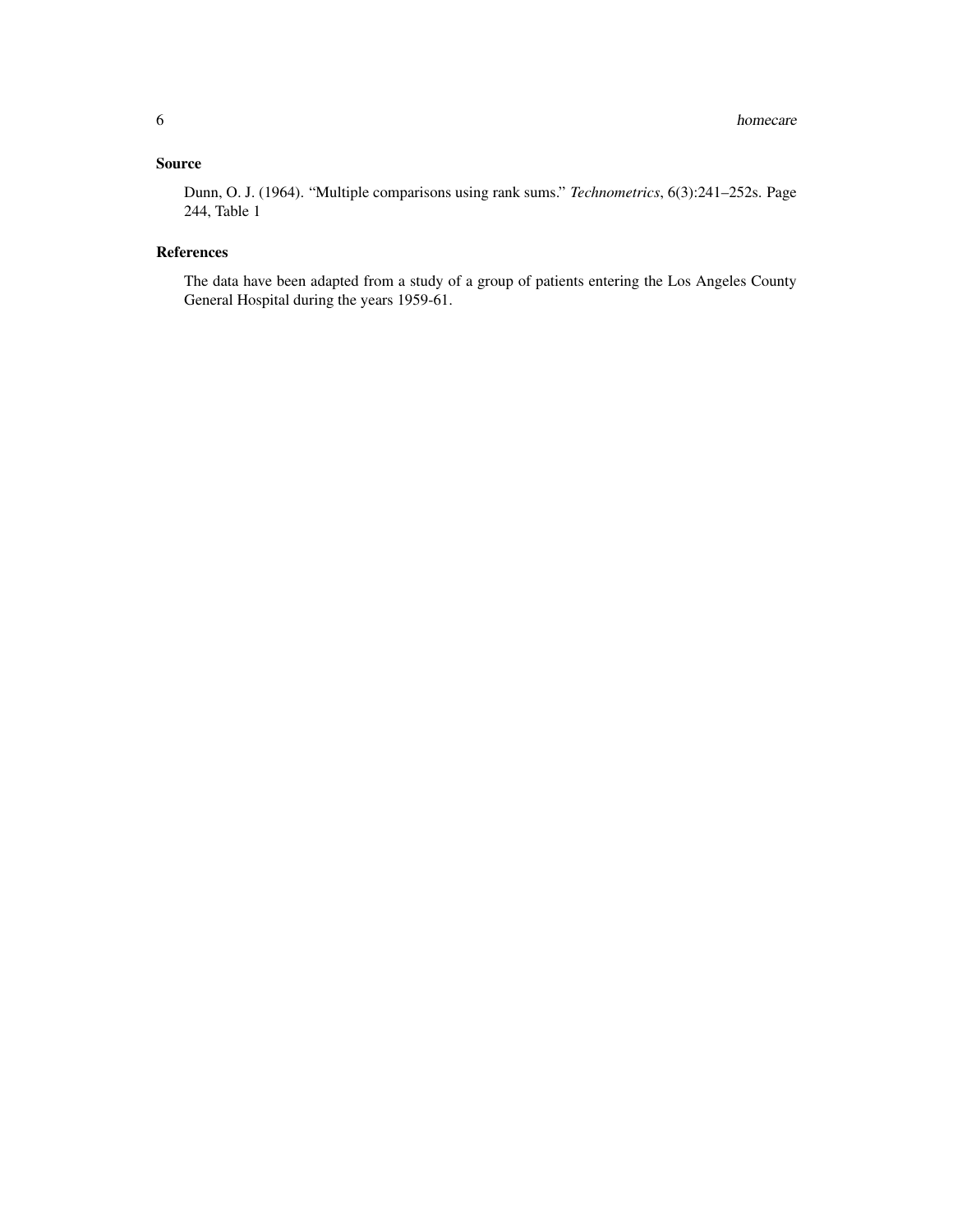### Source

Dunn, O. J. (1964). "Multiple comparisons using rank sums." *Technometrics*, 6(3):241–252s. Page 244, Table 1

### References

The data have been adapted from a study of a group of patients entering the Los Angeles County General Hospital during the years 1959-61.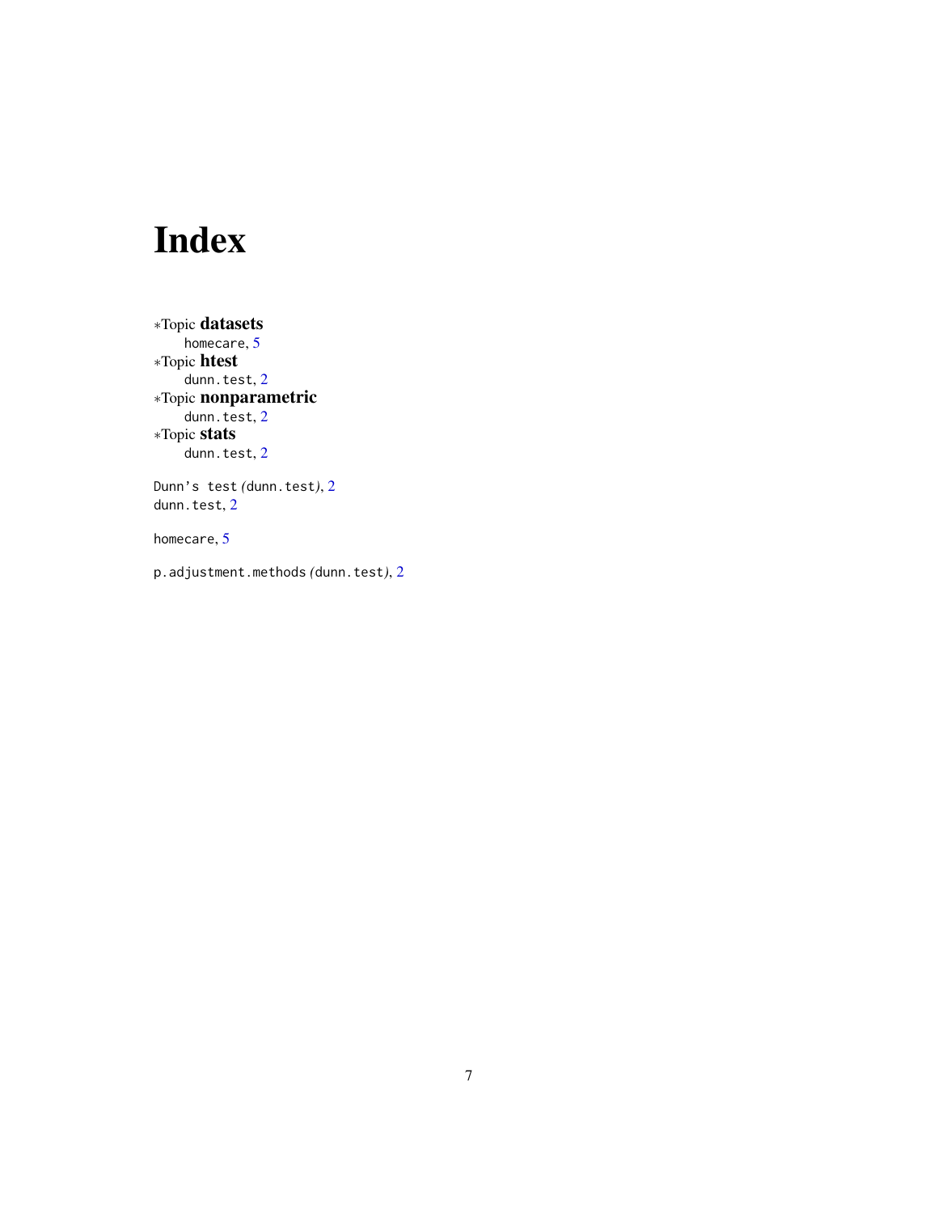# Index

*Topic **datasets**
  homecare, 5
*Topic **htest**
  dunn.test, 2
*Topic **nonparametric**
  dunn.test, 2
*Topic **stats**
  dunn.test, 2

Dunn's test (dunn.test), 2
dunn.test, 2

homecare, 5

p.adjustment.methods (dunn.test), 2